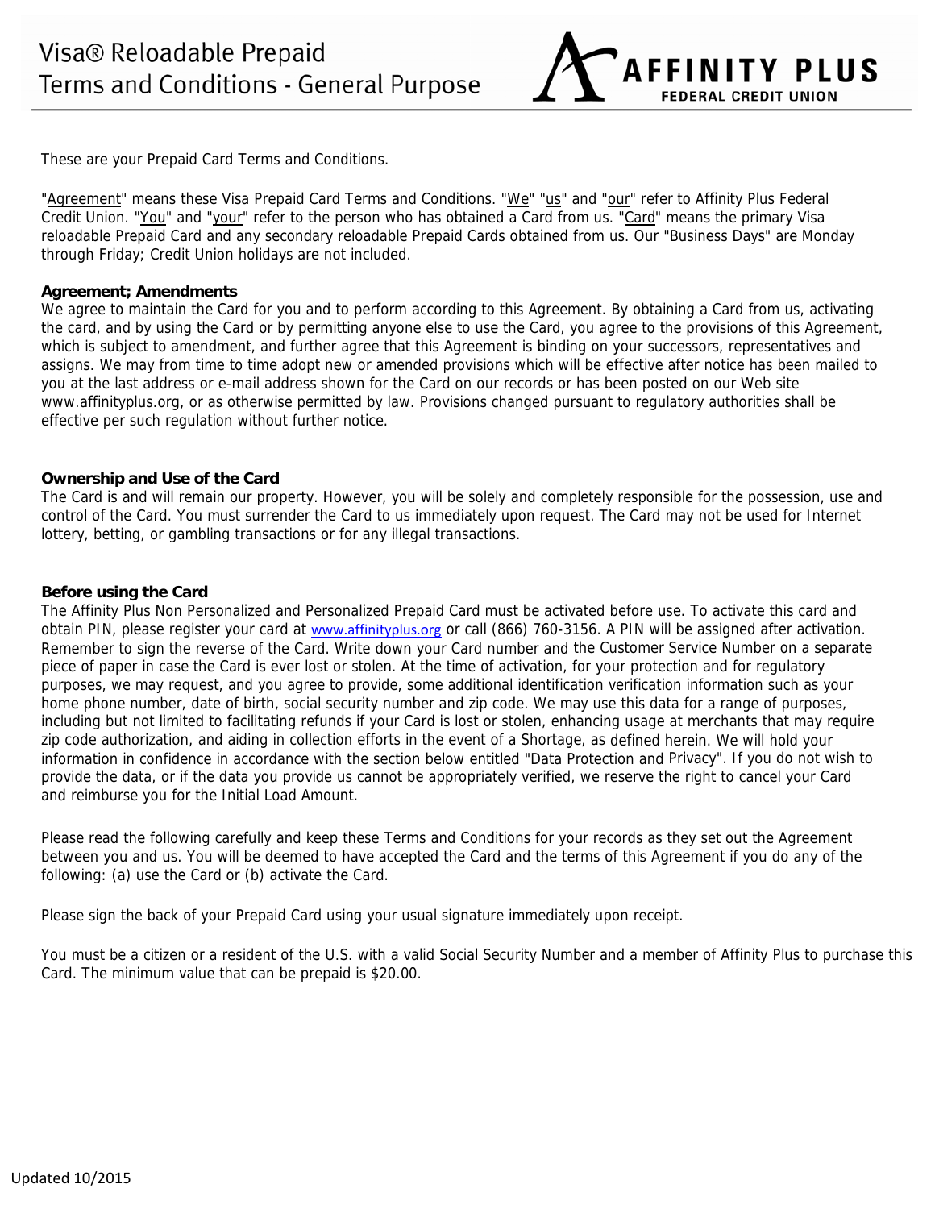# Visa® Reloadable Prepaid Terms and Conditions - General Purpose

AFFINITY PLUS FEDERAL CREDIT UNION

These are your Prepaid Card Terms and Conditions.

"Agreement" means these Visa Prepaid Card Terms and Conditions. "We" "us" and "our" refer to Affinity Plus Federal Credit Union. "You" and "your" refer to the person who has obtained a Card from us. "Card" means the primary Visa reloadable Prepaid Card and any secondary reloadable Prepaid Cards obtained from us. Our "Business Days" are Monday through Friday; Credit Union holidays are not included.

**Agreement; Amendments**

We agree to maintain the Card for you and to perform according to this Agreement. By obtaining a Card from us, activating the card, and by using the Card or by permitting anyone else to use the Card, you agree to the provisions of this Agreement, which is subject to amendment, and further agree that this Agreement is binding on your successors, representatives and assigns. We may from time to time adopt new or amended provisions which will be effective after notice has been mailed to you at the last address or e-mail address shown for the Card on our records or has been posted on our Web site www.affinityplus.org, or as otherwise permitted by law. Provisions changed pursuant to regulatory authorities shall be effective per such regulation without further notice.

**Ownership and Use of the Card**

The Card is and will remain our property. However, you will be solely and completely responsible for the possession, use and control of the Card. You must surrender the Card to us immediately upon request. The Card may not be used for Internet lottery, betting, or gambling transactions or for any illegal transactions.

**Before using the Card**

The Affinity Plus Non Personalized and Personalized Prepaid Card must be activated before use. To activate this card and obtain PIN, please register your card at www.affinityplus.org or call (866) 760-3156. A PIN will be assigned after activation. Remember to sign the reverse of the Card. Write down your Card number and the Customer Service Number on a separate piece of paper in case the Card is ever lost or stolen. At the time of activation, for your protection and for regulatory purposes, we may request, and you agree to provide, some additional identification verification information such as your home phone number, date of birth, social security number and zip code. We may use this data for a range of purposes, including but not limited to facilitating refunds if your Card is lost or stolen, enhancing usage at merchants that may require zip code authorization, and aiding in collection efforts in the event of a Shortage, as defined herein. We will hold your information in confidence in accordance with the section below entitled "Data Protection and Privacy". If you do not wish to provide the data, or if the data you provide us cannot be appropriately verified, we reserve the right to cancel your Card and reimburse you for the Initial Load Amount.

Please read the following carefully and keep these Terms and Conditions for your records as they set out the Agreement between you and us. You will be deemed to have accepted the Card and the terms of this Agreement if you do any of the following: (a) use the Card or (b) activate the Card.

Please sign the back of your Prepaid Card using your usual signature immediately upon receipt.

You must be a citizen or a resident of the U.S. with a valid Social Security Number and a member of Affinity Plus to purchase this Card. The minimum value that can be prepaid is $20.00.

Updated 10/2015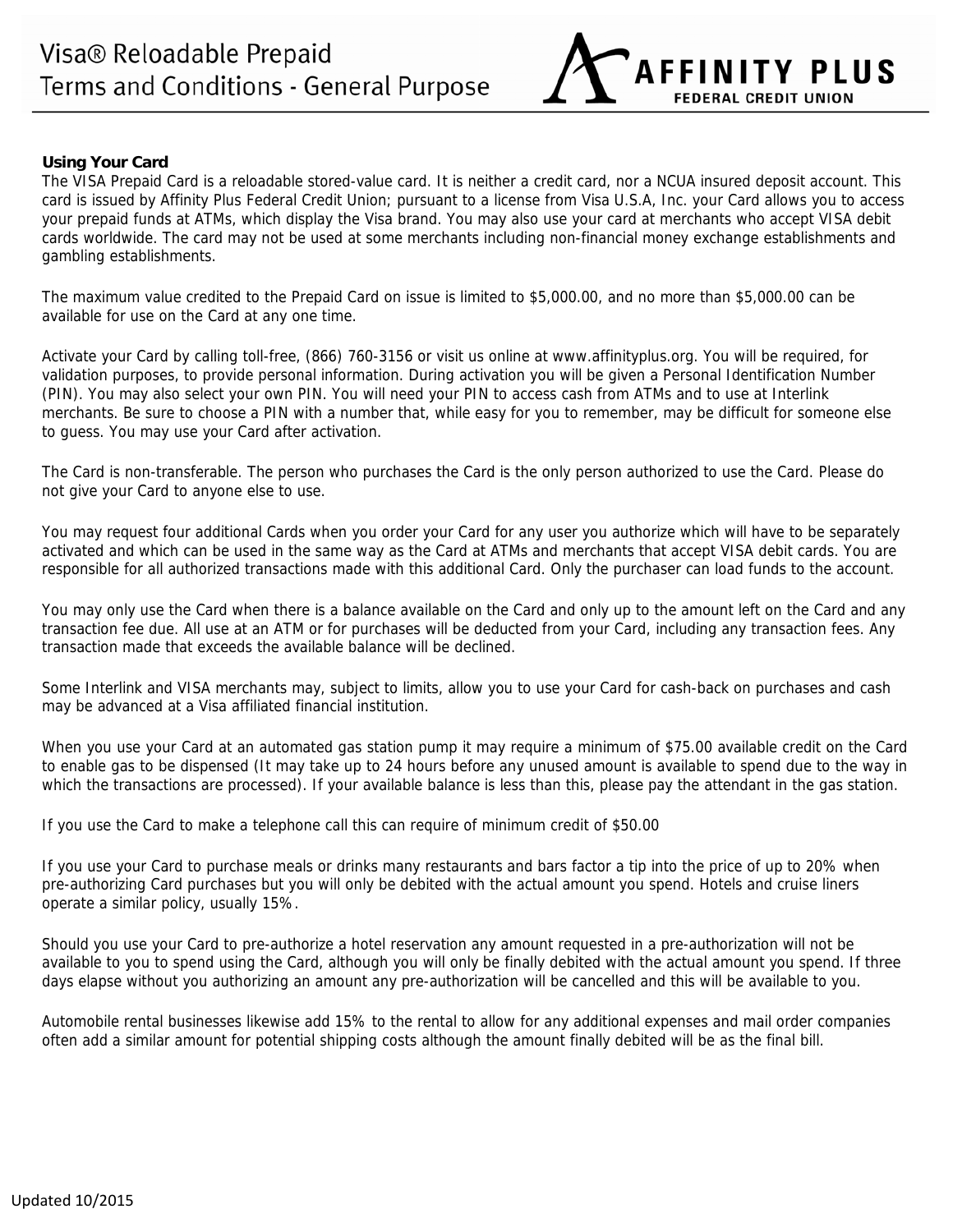### Using Your Card

The VISA Prepaid Card is a reloadable stored-value card. It is neither a credit card, nor a NCUA insured deposit account. This card is issued by Affinity Plus Federal Credit Union; pursuant to a license from Visa U.S.A, Inc. your Card allows you to access your prepaid funds at ATMs, which display the Visa brand. You may also use your card at merchants who accept VISA debit cards worldwide. The card may not be used at some merchants including non-financial money exchange establishments and gambling establishments.

The maximum value credited to the Prepaid Card on issue is limited to $5,000.00, and no more than $5,000.00 can be available for use on the Card at any one time.

Activate your Card by calling toll-free, (866) 760-3156 or visit us online at www.affinityplus.org. You will be required, for validation purposes, to provide personal information. During activation you will be given a Personal Identification Number (PIN). You may also select your own PIN. You will need your PIN to access cash from ATMs and to use at Interlink merchants. Be sure to choose a PIN with a number that, while easy for you to remember, may be difficult for someone else to guess. You may use your Card after activation.

The Card is non-transferable. The person who purchases the Card is the only person authorized to use the Card. Please do not give your Card to anyone else to use.

You may request four additional Cards when you order your Card for any user you authorize which will have to be separately activated and which can be used in the same way as the Card at ATMs and merchants that accept VISA debit cards. You are responsible for all authorized transactions made with this additional Card. Only the purchaser can load funds to the account.

You may only use the Card when there is a balance available on the Card and only up to the amount left on the Card and any transaction fee due. All use at an ATM or for purchases will be deducted from your Card, including any transaction fees. Any transaction made that exceeds the available balance will be declined.

Some Interlink and VISA merchants may, subject to limits, allow you to use your Card for cash-back on purchases and cash may be advanced at a Visa affiliated financial institution.

When you use your Card at an automated gas station pump it may require a minimum of $75.00 available credit on the Card to enable gas to be dispensed (It may take up to 24 hours before any unused amount is available to spend due to the way in which the transactions are processed). If your available balance is less than this, please pay the attendant in the gas station.

If you use the Card to make a telephone call this can require of minimum credit of $50.00

If you use your Card to purchase meals or drinks many restaurants and bars factor a tip into the price of up to 20% when pre-authorizing Card purchases but you will only be debited with the actual amount you spend. Hotels and cruise liners operate a similar policy, usually 15%.

Should you use your Card to pre-authorize a hotel reservation any amount requested in a pre-authorization will not be available to you to spend using the Card, although you will only be finally debited with the actual amount you spend. If three days elapse without you authorizing an amount any pre-authorization will be cancelled and this will be available to you.

Automobile rental businesses likewise add 15% to the rental to allow for any additional expenses and mail order companies often add a similar amount for potential shipping costs although the amount finally debited will be as the final bill.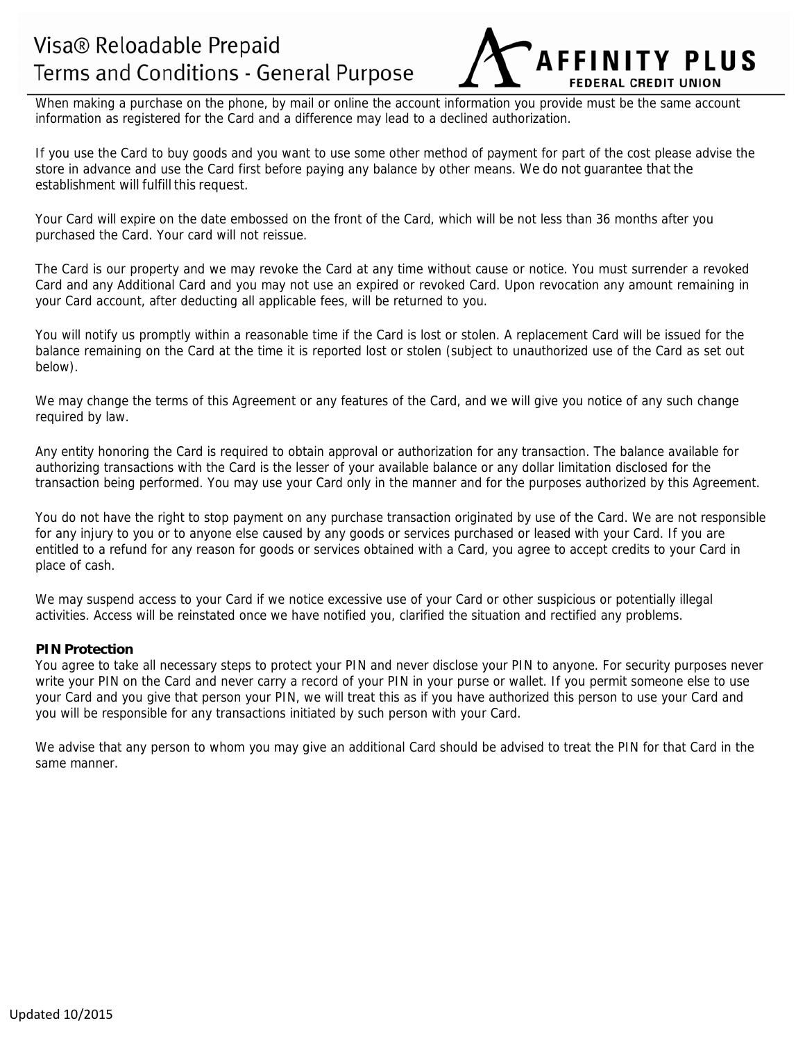When making a purchase on the phone, by mail or online the account information you provide must be the same account information as registered for the Card and a difference may lead to a declined authorization.

If you use the Card to buy goods and you want to use some other method of payment for part of the cost please advise the store in advance and use the Card first before paying any balance by other means. We do not guarantee that the establishment will fulfill this request.

Your Card will expire on the date embossed on the front of the Card, which will be not less than 36 months after you purchased the Card. Your card will not reissue.

The Card is our property and we may revoke the Card at any time without cause or notice. You must surrender a revoked Card and any Additional Card and you may not use an expired or revoked Card. Upon revocation any amount remaining in your Card account, after deducting all applicable fees, will be returned to you.

You will notify us promptly within a reasonable time if the Card is lost or stolen. A replacement Card will be issued for the balance remaining on the Card at the time it is reported lost or stolen (subject to unauthorized use of the Card as set out below).

We may change the terms of this Agreement or any features of the Card, and we will give you notice of any such change required by law.

Any entity honoring the Card is required to obtain approval or authorization for any transaction. The balance available for authorizing transactions with the Card is the lesser of your available balance or any dollar limitation disclosed for the transaction being performed. You may use your Card only in the manner and for the purposes authorized by this Agreement.

You do not have the right to stop payment on any purchase transaction originated by use of the Card. We are not responsible for any injury to you or to anyone else caused by any goods or services purchased or leased with your Card. If you are entitled to a refund for any reason for goods or services obtained with a Card, you agree to accept credits to your Card in place of cash.

We may suspend access to your Card if we notice excessive use of your Card or other suspicious or potentially illegal activities. Access will be reinstated once we have notified you, clarified the situation and rectified any problems.

**PIN Protection**

You agree to take all necessary steps to protect your PIN and never disclose your PIN to anyone. For security purposes never write your PIN on the Card and never carry a record of your PIN in your purse or wallet. If you permit someone else to use your Card and you give that person your PIN, we will treat this as if you have authorized this person to use your Card and you will be responsible for any transactions initiated by such person with your Card.

We advise that any person to whom you may give an additional Card should be advised to treat the PIN for that Card in the same manner.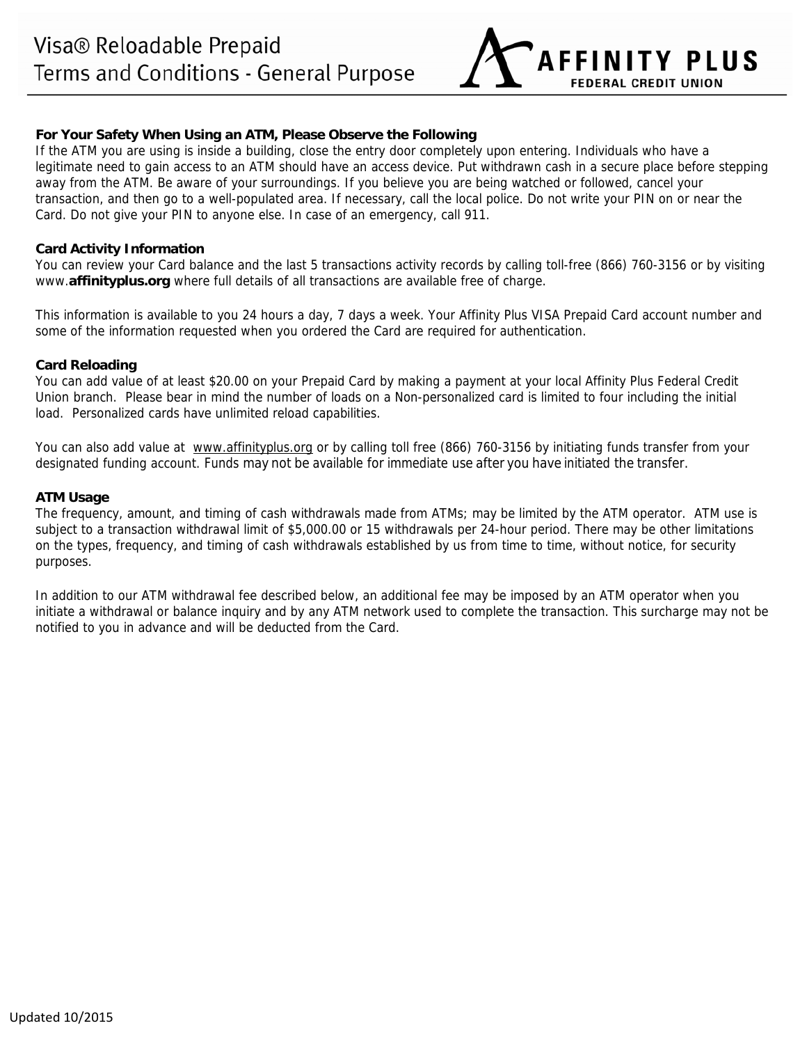### For Your Safety When Using an ATM, Please Observe the Following

If the ATM you are using is inside a building, close the entry door completely upon entering. Individuals who have a legitimate need to gain access to an ATM should have an access device. Put withdrawn cash in a secure place before stepping away from the ATM. Be aware of your surroundings. If you believe you are being watched or followed, cancel your transaction, and then go to a well-populated area. If necessary, call the local police. Do not write your PIN on or near the Card. Do not give your PIN to anyone else. In case of an emergency, call 911.

### Card Activity Information

You can review your Card balance and the last 5 transactions activity records by calling toll-free (866) 760-3156 or by visiting www.**affinityplus.org** where full details of all transactions are available free of charge.

This information is available to you 24 hours a day, 7 days a week. Your Affinity Plus VISA Prepaid Card account number and some of the information requested when you ordered the Card are required for authentication.

### Card Reloading

You can add value of at least $20.00 on your Prepaid Card by making a payment at your local Affinity Plus Federal Credit Union branch. Please bear in mind the number of loads on a Non-personalized card is limited to four including the initial load. Personalized cards have unlimited reload capabilities.

You can also add value at www.affinityplus.org or by calling toll free (866) 760-3156 by initiating funds transfer from your designated funding account. Funds may not be available for immediate use after you have initiated the transfer.

### ATM Usage

The frequency, amount, and timing of cash withdrawals made from ATMs; may be limited by the ATM operator. ATM use is subject to a transaction withdrawal limit of $5,000.00 or 15 withdrawals per 24-hour period. There may be other limitations on the types, frequency, and timing of cash withdrawals established by us from time to time, without notice, for security purposes.

In addition to our ATM withdrawal fee described below, an additional fee may be imposed by an ATM operator when you initiate a withdrawal or balance inquiry and by any ATM network used to complete the transaction. This surcharge may not be notified to you in advance and will be deducted from the Card.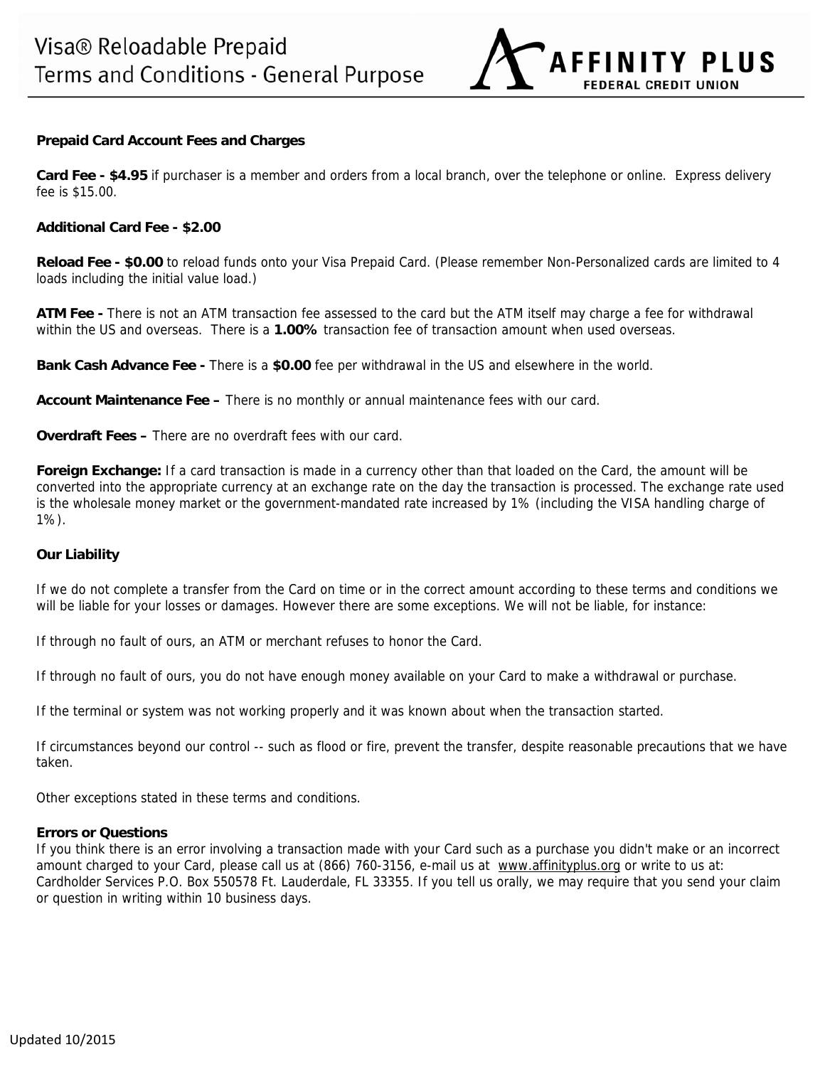# Visa® Reloadable Prepaid Terms and Conditions - General Purpose

AFFINITY PLUS FEDERAL CREDIT UNION

**Prepaid Card Account Fees and Charges**

**Card Fee - $4.95** if purchaser is a member and orders from a local branch, over the telephone or online. Express delivery fee is $15.00.

**Additional Card Fee - $2.00**

**Reload Fee - $0.00** to reload funds onto your Visa Prepaid Card. (Please remember Non-Personalized cards are limited to 4 loads including the initial value load.)

**ATM Fee -** There is not an ATM transaction fee assessed to the card but the ATM itself may charge a fee for withdrawal within the US and overseas. There is a **1.00%** transaction fee of transaction amount when used overseas.

**Bank Cash Advance Fee -** There is a **$0.00** fee per withdrawal in the US and elsewhere in the world.

**Account Maintenance Fee –** There is no monthly or annual maintenance fees with our card.

**Overdraft Fees –** There are no overdraft fees with our card.

**Foreign Exchange:** If a card transaction is made in a currency other than that loaded on the Card, the amount will be converted into the appropriate currency at an exchange rate on the day the transaction is processed. The exchange rate used is the wholesale money market or the government-mandated rate increased by 1% (including the VISA handling charge of 1%).

**Our Liability**

If we do not complete a transfer from the Card on time or in the correct amount according to these terms and conditions we will be liable for your losses or damages. However there are some exceptions. We will not be liable, for instance:

If through no fault of ours, an ATM or merchant refuses to honor the Card.

If through no fault of ours, you do not have enough money available on your Card to make a withdrawal or purchase.

If the terminal or system was not working properly and it was known about when the transaction started.

If circumstances beyond our control -- such as flood or fire, prevent the transfer, despite reasonable precautions that we have taken.

Other exceptions stated in these terms and conditions.

**Errors or Questions**

If you think there is an error involving a transaction made with your Card such as a purchase you didn't make or an incorrect amount charged to your Card, please call us at (866) 760-3156, e-mail us at www.affinityplus.org or write to us at: Cardholder Services P.O. Box 550578 Ft. Lauderdale, FL 33355. If you tell us orally, we may require that you send your claim or question in writing within 10 business days.

Updated 10/2015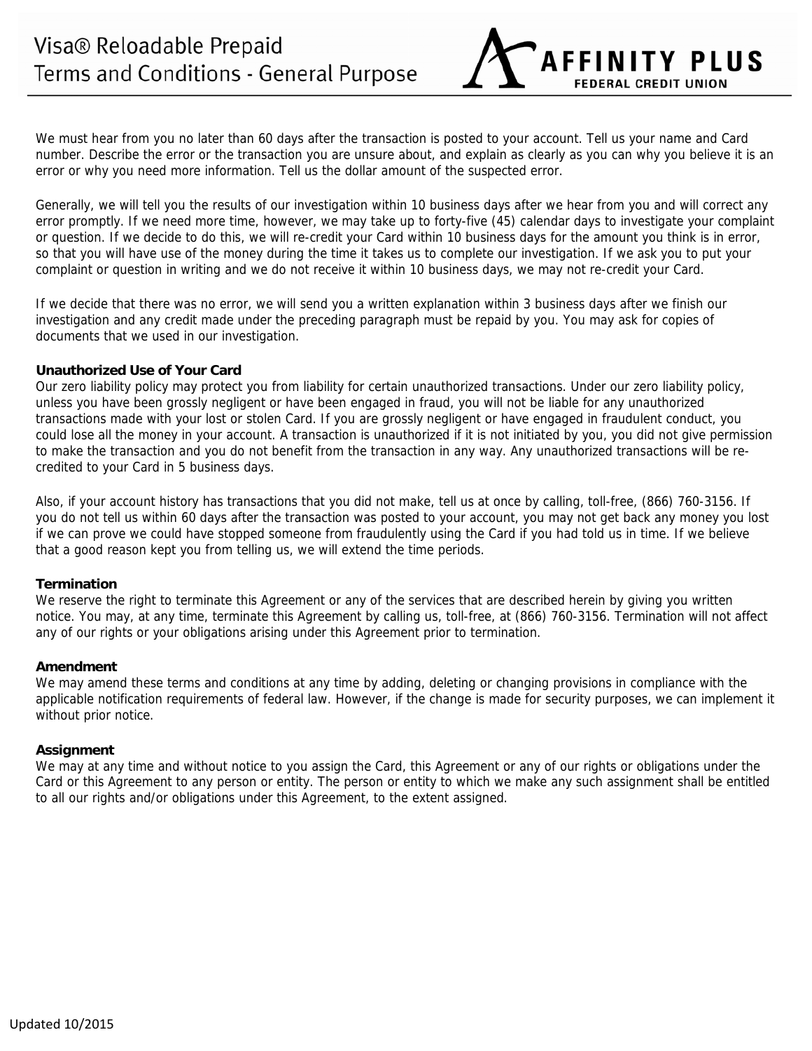We must hear from you no later than 60 days after the transaction is posted to your account. Tell us your name and Card number. Describe the error or the transaction you are unsure about, and explain as clearly as you can why you believe it is an error or why you need more information. Tell us the dollar amount of the suspected error.

Generally, we will tell you the results of our investigation within 10 business days after we hear from you and will correct any error promptly. If we need more time, however, we may take up to forty-five (45) calendar days to investigate your complaint or question. If we decide to do this, we will re-credit your Card within 10 business days for the amount you think is in error, so that you will have use of the money during the time it takes us to complete our investigation. If we ask you to put your complaint or question in writing and we do not receive it within 10 business days, we may not re-credit your Card.

If we decide that there was no error, we will send you a written explanation within 3 business days after we finish our investigation and any credit made under the preceding paragraph must be repaid by you. You may ask for copies of documents that we used in our investigation.

**Unauthorized Use of Your Card**

Our zero liability policy may protect you from liability for certain unauthorized transactions. Under our zero liability policy, unless you have been grossly negligent or have been engaged in fraud, you will not be liable for any unauthorized transactions made with your lost or stolen Card. If you are grossly negligent or have engaged in fraudulent conduct, you could lose all the money in your account. A transaction is unauthorized if it is not initiated by you, you did not give permission to make the transaction and you do not benefit from the transaction in any way. Any unauthorized transactions will be re-credited to your Card in 5 business days.

Also, if your account history has transactions that you did not make, tell us at once by calling, toll-free, (866) 760-3156. If you do not tell us within 60 days after the transaction was posted to your account, you may not get back any money you lost if we can prove we could have stopped someone from fraudulently using the Card if you had told us in time. If we believe that a good reason kept you from telling us, we will extend the time periods.

**Termination**

We reserve the right to terminate this Agreement or any of the services that are described herein by giving you written notice. You may, at any time, terminate this Agreement by calling us, toll-free, at (866) 760-3156. Termination will not affect any of our rights or your obligations arising under this Agreement prior to termination.

**Amendment**

We may amend these terms and conditions at any time by adding, deleting or changing provisions in compliance with the applicable notification requirements of federal law. However, if the change is made for security purposes, we can implement it without prior notice.

**Assignment**

We may at any time and without notice to you assign the Card, this Agreement or any of our rights or obligations under the Card or this Agreement to any person or entity. The person or entity to which we make any such assignment shall be entitled to all our rights and/or obligations under this Agreement, to the extent assigned.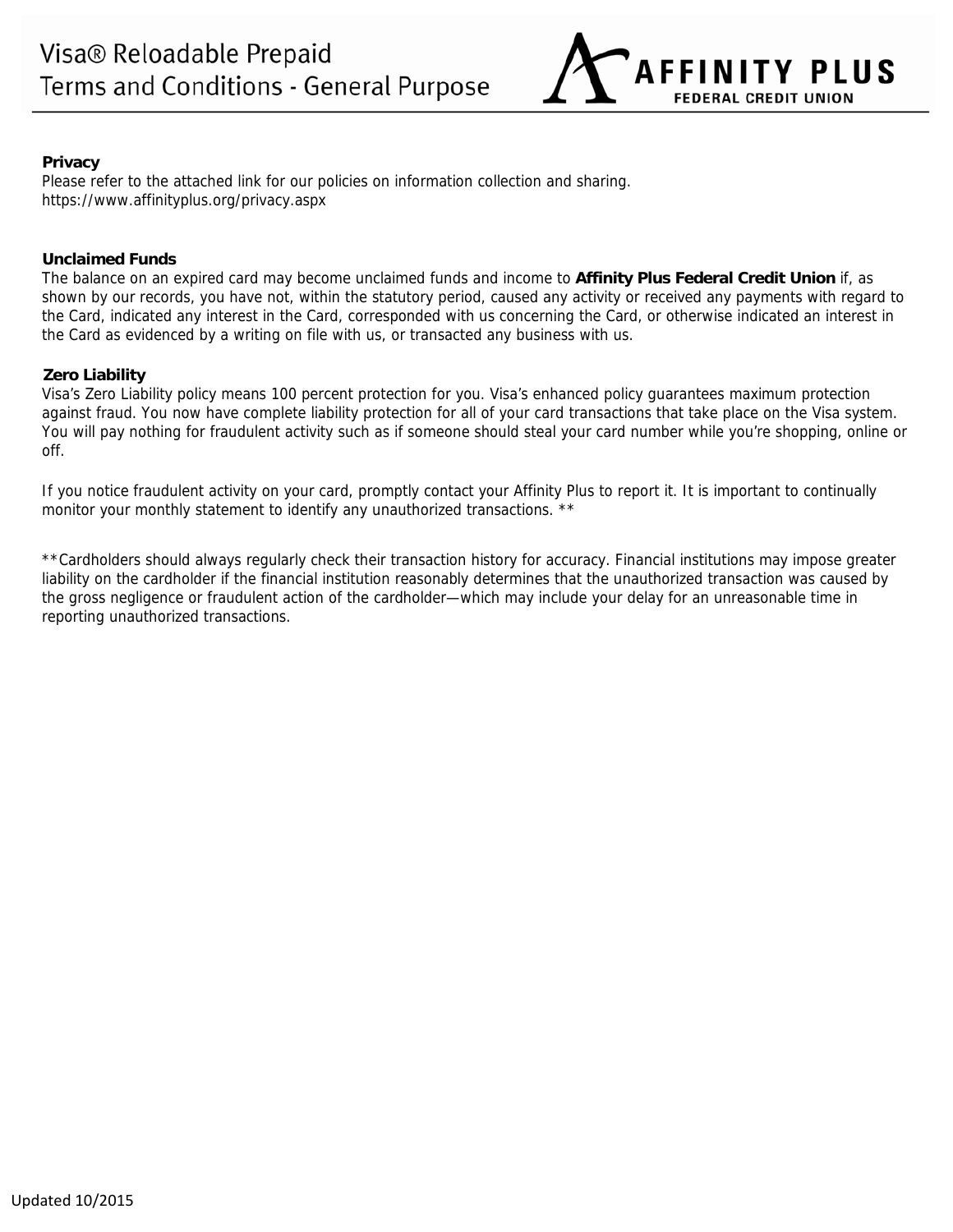**Privacy**

Please refer to the attached link for our policies on information collection and sharing.
https://www.affinityplus.org/privacy.aspx

**Unclaimed Funds**

The balance on an expired card may become unclaimed funds and income to **Affinity Plus Federal Credit Union** if, as shown by our records, you have not, within the statutory period, caused any activity or received any payments with regard to the Card, indicated any interest in the Card, corresponded with us concerning the Card, or otherwise indicated an interest in the Card as evidenced by a writing on file with us, or transacted any business with us.

**Zero Liability**

Visa's Zero Liability policy means 100 percent protection for you. Visa's enhanced policy guarantees maximum protection against fraud. You now have complete liability protection for all of your card transactions that take place on the Visa system. You will pay nothing for fraudulent activity such as if someone should steal your card number while you're shopping, online or off.

If you notice fraudulent activity on your card, promptly contact your Affinity Plus to report it. It is important to continually monitor your monthly statement to identify any unauthorized transactions. **

**Cardholders should always regularly check their transaction history for accuracy. Financial institutions may impose greater liability on the cardholder if the financial institution reasonably determines that the unauthorized transaction was caused by the gross negligence or fraudulent action of the cardholder—which may include your delay for an unreasonable time in reporting unauthorized transactions.

Updated 10/2015